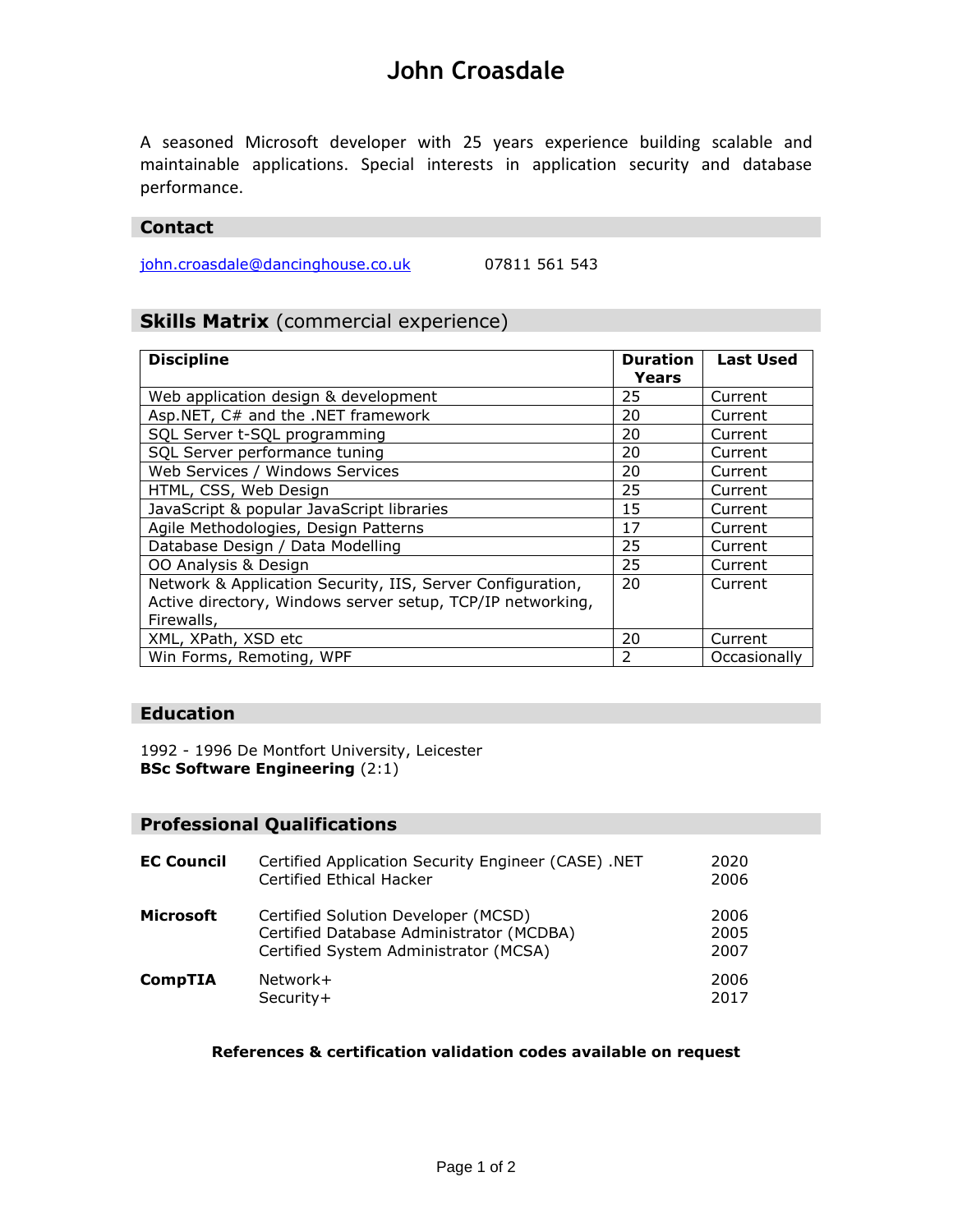# John Croasdale

A seasoned Microsoft developer with 25 years experience building scalable and maintainable applications. Special interests in application security and database performance.

## Contact

[john.croasdale@dancinghouse.co.uk](mailto:john.croasdale@dancinghouse.co.uk) 07811 561 543

## Skills Matrix (commercial experience)

| Discipline | Duration Years | Last Used |
|---|---|---|
| Web application design & development | 25 | Current |
| Asp.NET, C# and the .NET framework | 20 | Current |
| SQL Server t-SQL programming | 20 | Current |
| SQL Server performance tuning | 20 | Current |
| Web Services / Windows Services | 20 | Current |
| HTML, CSS, Web Design | 25 | Current |
| JavaScript & popular JavaScript libraries | 15 | Current |
| Agile Methodologies, Design Patterns | 17 | Current |
| Database Design / Data Modelling | 25 | Current |
| OO Analysis & Design | 25 | Current |
| Network & Application Security, IIS, Server Configuration, Active directory, Windows server setup, TCP/IP networking, Firewalls, | 20 | Current |
| XML, XPath, XSD etc | 20 | Current |
| Win Forms, Remoting, WPF | 2 | Occasionally |

## Education

1992 - 1996 De Montfort University, Leicester
**BSc Software Engineering** (2:1)

## Professional Qualifications

| | | |
|---|---|---|
| **EC Council** | Certified Application Security Engineer (CASE) .NET | 2020 |
| | Certified Ethical Hacker | 2006 |
| **Microsoft** | Certified Solution Developer (MCSD) | 2006 |
| | Certified Database Administrator (MCDBA) | 2005 |
| | Certified System Administrator (MCSA) | 2007 |
| **CompTIA** | Network+ | 2006 |
| | Security+ | 2017 |

**References & certification validation codes available on request**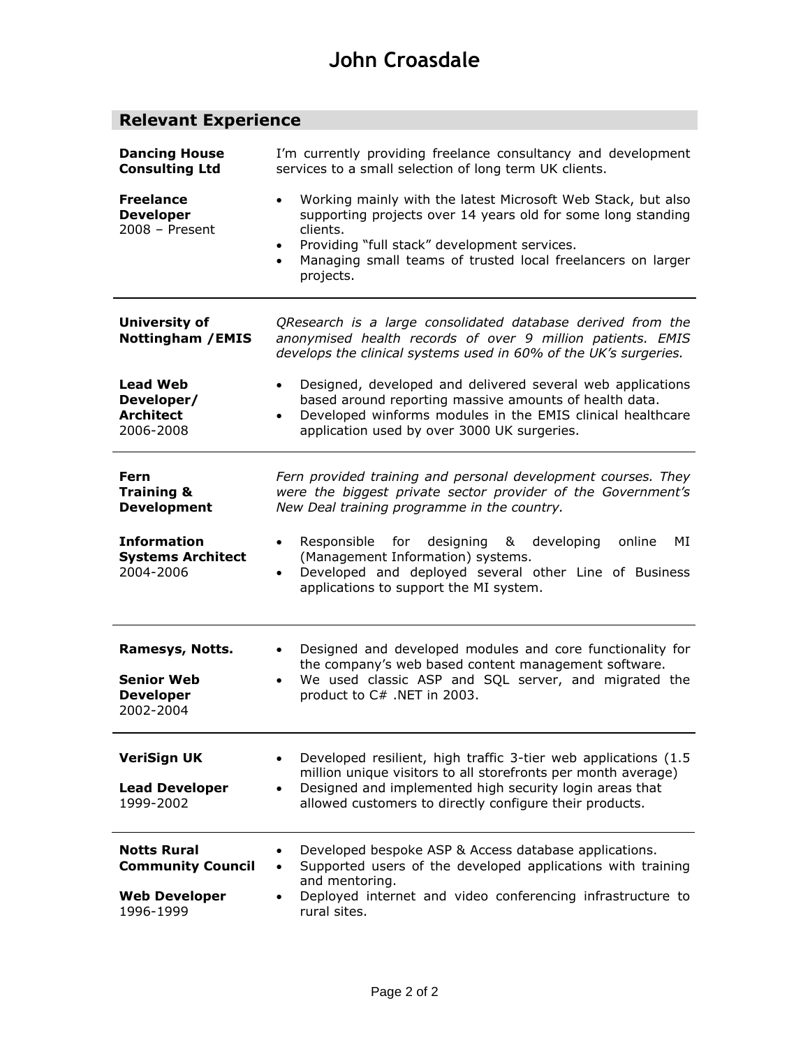# John Croasdale

## Relevant Experience

**Dancing House Consulting Ltd**

**Freelance Developer**
2008 – Present

I'm currently providing freelance consultancy and development services to a small selection of long term UK clients.

- Working mainly with the latest Microsoft Web Stack, but also supporting projects over 14 years old for some long standing clients.
- Providing "full stack" development services.
- Managing small teams of trusted local freelancers on larger projects.

---

**University of Nottingham /EMIS**

**Lead Web Developer/ Architect**
2006-2008

*QResearch is a large consolidated database derived from the anonymised health records of over 9 million patients. EMIS develops the clinical systems used in 60% of the UK's surgeries.*

- Designed, developed and delivered several web applications based around reporting massive amounts of health data.
- Developed winforms modules in the EMIS clinical healthcare application used by over 3000 UK surgeries.

---

**Fern Training & Development**

**Information Systems Architect**
2004-2006

*Fern provided training and personal development courses. They were the biggest private sector provider of the Government's New Deal training programme in the country.*

- Responsible for designing & developing online MI (Management Information) systems.
- Developed and deployed several other Line of Business applications to support the MI system.

---

**Ramesys, Notts.**

**Senior Web Developer**
2002-2004

- Designed and developed modules and core functionality for the company's web based content management software.
- We used classic ASP and SQL server, and migrated the product to C# .NET in 2003.

---

**VeriSign UK**

**Lead Developer**
1999-2002

- Developed resilient, high traffic 3-tier web applications (1.5 million unique visitors to all storefronts per month average)
- Designed and implemented high security login areas that allowed customers to directly configure their products.

---

**Notts Rural Community Council**

**Web Developer**
1996-1999

- Developed bespoke ASP & Access database applications.
- Supported users of the developed applications with training and mentoring.
- Deployed internet and video conferencing infrastructure to rural sites.